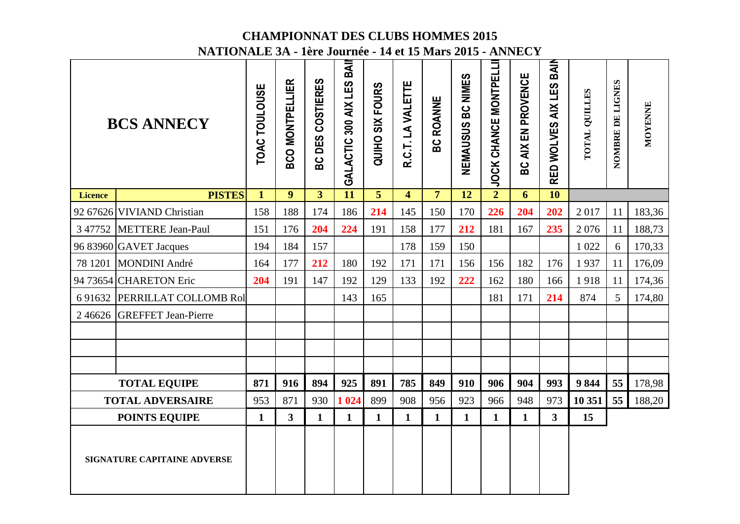# CHAMPIONNAT DES CLUBS HOMMES 2015

## NATIONALE 3A - 1ère Journée - 14 et 15 Mars 2015 - ANNECY

| BCS ANNECY | | TOAC TOULOUSE | BCO MONTPELLIER | BC DES COSTIERES | GALACTIC 300 AIX LES BAI | QUIHO SIX FOURS | R.C.T. LA VALETTE | BC ROANNE | NEMAUSUS BC NIMES | JOCK CHANCE MONTPELLI | BC AIX EN PROVENCE | RED WOLVES AIX LES BAI | TOTAL QUILLES | NOMBRE DE LIGNES | MOYENNE |
|---|---|---|---|---|---|---|---|---|---|---|---|---|---|---|---|
| **Licence** | **PISTES** | **1** | **9** | **3** | **11** | **5** | **4** | **7** | **12** | **2** | **6** | **10** | | | |
| 92 67626 | VIVIAND Christian | 158 | 188 | 174 | 186 | **214** | 145 | 150 | 170 | **226** | **204** | **202** | 2 017 | 11 | 183,36 |
| 3 47752 | METTERE Jean-Paul | 151 | 176 | **204** | **224** | 191 | 158 | 177 | **212** | 181 | 167 | **235** | 2 076 | 11 | 188,73 |
| 96 83960 | GAVET Jacques | 194 | 184 | 157 | | | 178 | 159 | 150 | | | | 1 022 | 6 | 170,33 |
| 78 1201 | MONDINI André | 164 | 177 | **212** | 180 | 192 | 171 | 171 | 156 | 156 | 182 | 176 | 1 937 | 11 | 176,09 |
| 94 73654 | CHARETON Eric | **204** | 191 | 147 | 192 | 129 | 133 | 192 | **222** | 162 | 180 | 166 | 1 918 | 11 | 174,36 |
| 6 91632 | PERRILLAT COLLOMB Rol | | | | 143 | 165 | | | | 181 | 171 | **214** | 874 | 5 | 174,80 |
| 2 46626 | GREFFET Jean-Pierre | | | | | | | | | | | | | | |
| | | | | | | | | | | | | | | | |
| | | | | | | | | | | | | | | | |
| | | | | | | | | | | | | | | | |
| **TOTAL EQUIPE** | | **871** | **916** | **894** | **925** | **891** | **785** | **849** | **910** | **906** | **904** | **993** | **9 844** | **55** | 178,98 |
| **TOTAL ADVERSAIRE** | | 953 | 871 | 930 | **1 024** | 899 | 908 | 956 | 923 | 966 | 948 | 973 | **10 351** | **55** | 188,20 |
| **POINTS EQUIPE** | | **1** | **3** | **1** | **1** | **1** | **1** | **1** | **1** | **1** | **1** | **3** | **15** | | |
| **SIGNATURE CAPITAINE ADVERSE** | | | | | | | | | | | | | | | |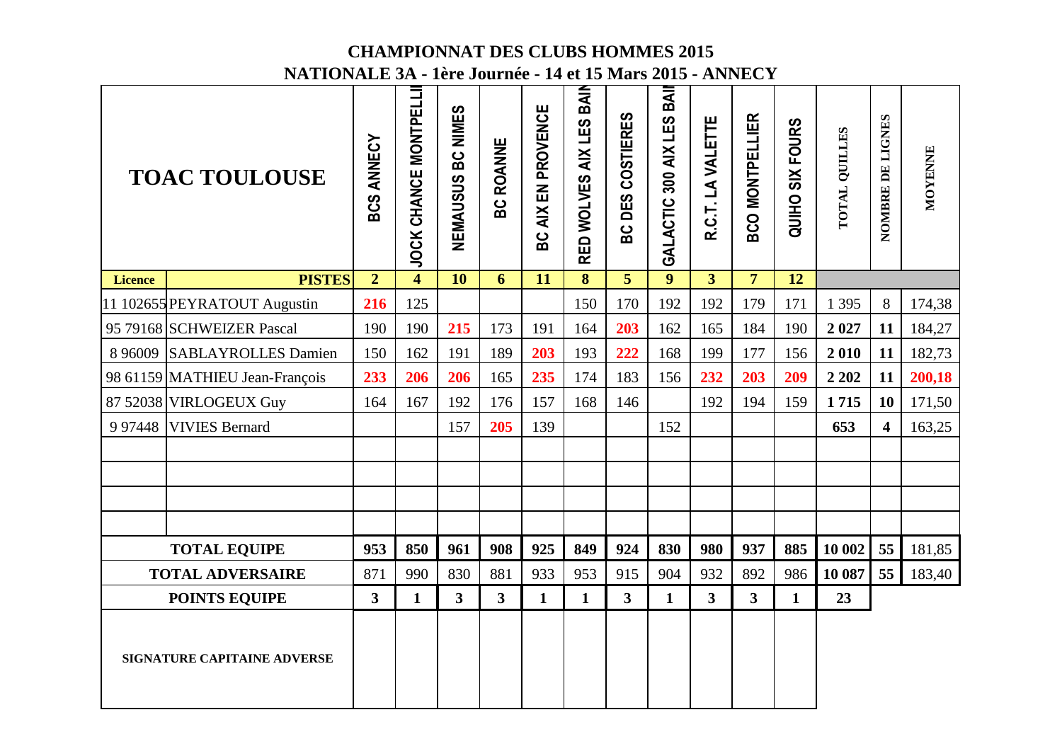# CHAMPIONNAT DES CLUBS HOMMES 2015

## NATIONALE 3A - 1ère Journée - 14 et 15 Mars 2015 - ANNECY

| TOAC TOULOUSE | | BCS ANNECY | JOCK CHANCE MONTPELLI | NEMAUSUS BC NIMES | BC ROANNE | BC AIX EN PROVENCE | RED WOLVES AIX LES BAIN | BC DES COSTIERES | GALACTIC 300 AIX LES BAI | R.C.T. LA VALETTE | BCO MONTPELLIER | QUIHO SIX FOURS | TOTAL QUILLES | NOMBRE DE LIGNES | MOYENNE |
|---|---|---|---|---|---|---|---|---|---|---|---|---|---|---|---|
| **Licence** | **PISTES** | **2** | **4** | **10** | **6** | **11** | **8** | **5** | **9** | **3** | **7** | **12** | | | |
| 11 102655 | PEYRATOUT Augustin | 216 | 125 | | | | 150 | 170 | 192 | 192 | 179 | 171 | 1 395 | 8 | 174,38 |
| 95 79168 | SCHWEIZER Pascal | 190 | 190 | 215 | 173 | 191 | 164 | 203 | 162 | 165 | 184 | 190 | **2 027** | **11** | 184,27 |
| 8 96009 | SABLAYROLLES Damien | 150 | 162 | 191 | 189 | 203 | 193 | 222 | 168 | 199 | 177 | 156 | **2 010** | **11** | 182,73 |
| 98 61159 | MATHIEU Jean-François | 233 | 206 | 206 | 165 | 235 | 174 | 183 | 156 | 232 | 203 | 209 | **2 202** | **11** | **200,18** |
| 87 52038 | VIRLOGEUX Guy | 164 | 167 | 192 | 176 | 157 | 168 | 146 | | 192 | 194 | 159 | **1 715** | **10** | 171,50 |
| 9 97448 | VIVIES Bernard | | | 157 | 205 | 139 | | | 152 | | | | **653** | **4** | 163,25 |
| | | | | | | | | | | | | | | | |
| | | | | | | | | | | | | | | | |
| | | | | | | | | | | | | | | | |
| | | | | | | | | | | | | | | | |
| **TOTAL EQUIPE** | | **953** | **850** | **961** | **908** | **925** | **849** | **924** | **830** | **980** | **937** | **885** | **10 002** | **55** | 181,85 |
| **TOTAL ADVERSAIRE** | | 871 | 990 | 830 | 881 | 933 | 953 | 915 | 904 | 932 | 892 | 986 | **10 087** | **55** | 183,40 |
| **POINTS EQUIPE** | | **3** | **1** | **3** | **3** | **1** | **1** | **3** | **1** | **3** | **3** | **1** | **23** | | |
| **SIGNATURE CAPITAINE ADVERSE** | | | | | | | | | | | | | | | |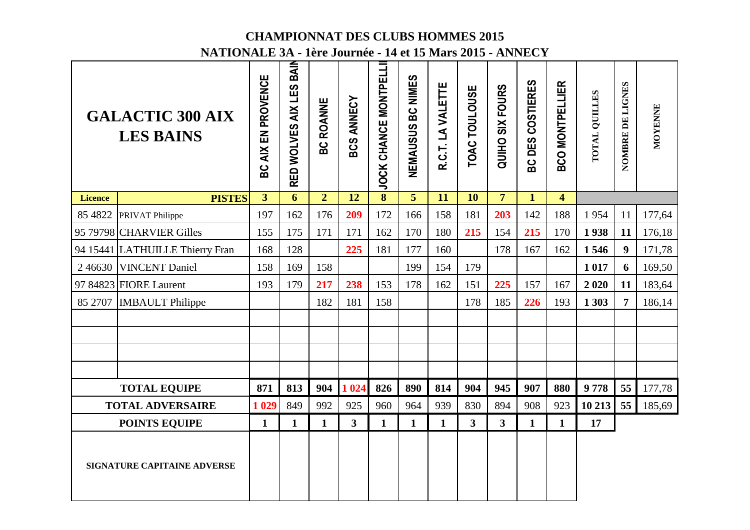# CHAMPIONNAT DES CLUBS HOMMES 2015

## NATIONALE 3A - 1ère Journée - 14 et 15 Mars 2015 - ANNECY

| GALACTIC 300 AIX LES BAINS | | BC AIX EN PROVENCE | RED WOLVES AIX LES BAIN | BC ROANNE | BCS ANNECY | JOCK CHANCE MONTPELLI | NEMAUSUS BC NIMES | R.C.T. LA VALETTE | TOAC TOULOUSE | QUIHO SIX FOURS | BC DES COSTIERES | BCO MONTPELLIER | TOTAL QUILLES | NOMBRE DE LIGNES | MOYENNE |
|---|---|---|---|---|---|---|---|---|---|---|---|---|---|---|---|
| **Licence** | **PISTES** | **3** | **6** | **2** | **12** | **8** | **5** | **11** | **10** | **7** | **1** | **4** | | | |
| 85 4822 | PRIVAT Philippe | 197 | 162 | 176 | **209** | 172 | 166 | 158 | 181 | **203** | 142 | 188 | 1 954 | 11 | 177,64 |
| 95 79798 | CHARVIER Gilles | 155 | 175 | 171 | 171 | 162 | 170 | 180 | **215** | 154 | **215** | 170 | **1 938** | **11** | 176,18 |
| 94 15441 | LATHUILLE Thierry Fran | 168 | 128 | | **225** | 181 | 177 | 160 | | 178 | 167 | 162 | **1 546** | **9** | 171,78 |
| 2 46630 | VINCENT Daniel | 158 | 169 | 158 | | | 199 | 154 | 179 | | | | **1 017** | **6** | 169,50 |
| 97 84823 | FIORE Laurent | 193 | 179 | **217** | **238** | 153 | 178 | 162 | 151 | **225** | 157 | 167 | **2 020** | **11** | 183,64 |
| 85 2707 | IMBAULT Philippe | | | 182 | 181 | 158 | | | 178 | 185 | **226** | 193 | **1 303** | **7** | 186,14 |
| | | | | | | | | | | | | | | | |
| | | | | | | | | | | | | | | | |
| | | | | | | | | | | | | | | | |
| | | | | | | | | | | | | | | | |
| **TOTAL EQUIPE** | | **871** | **813** | **904** | **1 024** | **826** | **890** | **814** | **904** | **945** | **907** | **880** | **9 778** | **55** | 177,78 |
| **TOTAL ADVERSAIRE** | | **1 029** | 849 | 992 | 925 | 960 | 964 | 939 | 830 | 894 | 908 | 923 | **10 213** | **55** | 185,69 |
| **POINTS EQUIPE** | | **1** | **1** | **1** | **3** | **1** | **1** | **1** | **3** | **3** | **1** | **1** | **17** | | |
| **SIGNATURE CAPITAINE ADVERSE** | | | | | | | | | | | | | | | |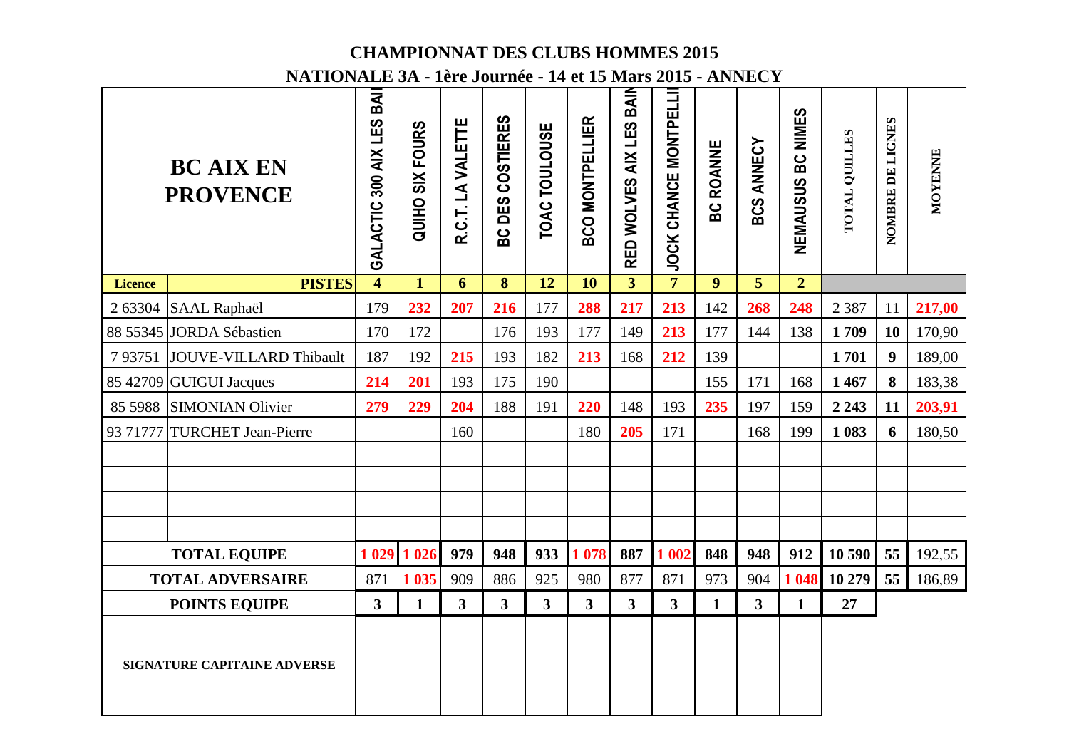# CHAMPIONNAT DES CLUBS HOMMES 2015

## NATIONALE 3A - 1ère Journée - 14 et 15 Mars 2015 - ANNECY

| **BC AIX EN PROVENCE** | | GALACTIC 300 AIX LES BAI | QUIHO SIX FOURS | R.C.T. LA VALETTE | BC DES COSTIERES | TOAC TOULOUSE | BCO MONTPELLIER | RED WOLVES AIX LES BAIN | JOCK CHANCE MONTPELLI | BC ROANNE | BCS ANNECY | NEMAUSUS BC NIMES | TOTAL QUILLES | NOMBRE DE LIGNES | MOYENNE |
|---|---|---|---|---|---|---|---|---|---|---|---|---|---|---|---|
| **Licence** | **PISTES** | **4** | **1** | **6** | **8** | **12** | **10** | **3** | **7** | **9** | **5** | **2** | | | |
| 2 63304 | SAAL Raphaël | 179 | **232** | **207** | **216** | 177 | **288** | **217** | **213** | 142 | **268** | **248** | 2 387 | 11 | **217,00** |
| 88 55345 | JORDA Sébastien | 170 | 172 | | 176 | 193 | 177 | 149 | **213** | 177 | 144 | 138 | **1 709** | **10** | 170,90 |
| 7 93751 | JOUVE-VILLARD Thibault | 187 | 192 | **215** | 193 | 182 | **213** | 168 | **212** | 139 | | | **1 701** | **9** | 189,00 |
| 85 42709 | GUIGUI Jacques | **214** | **201** | 193 | 175 | 190 | | | | 155 | 171 | 168 | **1 467** | **8** | 183,38 |
| 85 5988 | SIMONIAN Olivier | **279** | **229** | **204** | 188 | 191 | **220** | 148 | 193 | **235** | 197 | 159 | **2 243** | **11** | **203,91** |
| 93 71777 | TURCHET Jean-Pierre | | | 160 | | | 180 | **205** | 171 | | 168 | 199 | **1 083** | **6** | 180,50 |
| | | | | | | | | | | | | | | | |
| | | | | | | | | | | | | | | | |
| | | | | | | | | | | | | | | | |
| | | | | | | | | | | | | | | | |
| **TOTAL EQUIPE** | | **1 029** | **1 026** | **979** | **948** | **933** | **1 078** | **887** | **1 002** | **848** | **948** | **912** | **10 590** | **55** | 192,55 |
| **TOTAL ADVERSAIRE** | | 871 | **1 035** | 909 | 886 | 925 | 980 | 877 | 871 | 973 | 904 | **1 048** | **10 279** | **55** | 186,89 |
| **POINTS EQUIPE** | | **3** | **1** | **3** | **3** | **3** | **3** | **3** | **3** | **1** | **3** | **1** | **27** | | |
| **SIGNATURE CAPITAINE ADVERSE** | | | | | | | | | | | | | | | |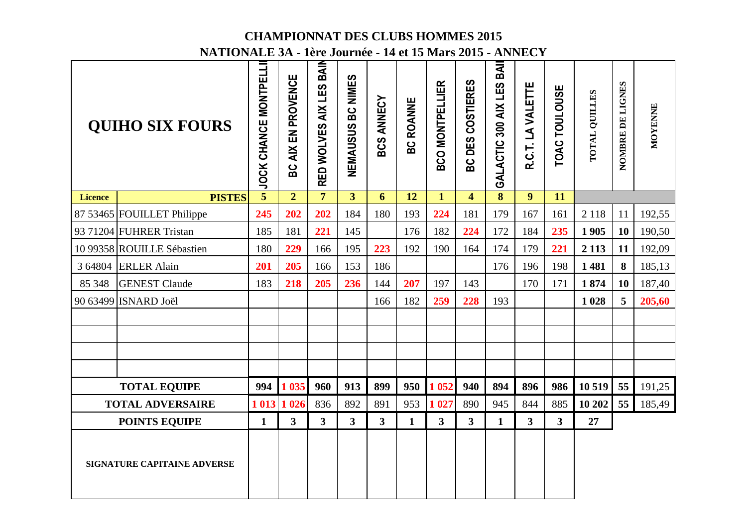# CHAMPIONNAT DES CLUBS HOMMES 2015

## NATIONALE 3A - 1ère Journée - 14 et 15 Mars 2015 - ANNECY

| QUIHO SIX FOURS | | JOCK CHANCE MONTPELLI | BC AIX EN PROVENCE | RED WOLVES AIX LES BAIN | NEMAUSUS BC NIMES | BCS ANNECY | BC ROANNE | BCO MONTPELLIER | BC DES COSTIERES | GALACTIC 300 AIX LES BAI | R.C.T. LA VALETTE | TOAC TOULOUSE | TOTAL QUILLES | NOMBRE DE LIGNES | MOYENNE |
|---|---|---|---|---|---|---|---|---|---|---|---|---|---|---|---|
| **Licence** | **PISTES** | **5** | **2** | **7** | **3** | **6** | **12** | **1** | **4** | **8** | **9** | **11** | | | |
| 87 53465 | FOUILLET Philippe | **245** | **202** | **202** | 184 | 180 | 193 | **224** | 181 | 179 | 167 | 161 | 2 118 | 11 | 192,55 |
| 93 71204 | FUHRER Tristan | 185 | 181 | **221** | 145 | | 176 | 182 | **224** | 172 | 184 | **235** | **1 905** | **10** | 190,50 |
| 10 99358 | ROUILLE Sébastien | 180 | **229** | 166 | 195 | **223** | 192 | 190 | 164 | 174 | 179 | **221** | **2 113** | **11** | 192,09 |
| 3 64804 | ERLER Alain | **201** | **205** | 166 | 153 | 186 | | | | 176 | 196 | 198 | **1 481** | **8** | 185,13 |
| 85 348 | GENEST Claude | 183 | **218** | **205** | **236** | 144 | **207** | 197 | 143 | | 170 | 171 | **1 874** | **10** | 187,40 |
| 90 63499 | ISNARD Joël | | | | | 166 | 182 | **259** | **228** | 193 | | | **1 028** | **5** | **205,60** |
| | | | | | | | | | | | | | | | |
| | | | | | | | | | | | | | | | |
| | | | | | | | | | | | | | | | |
| | | | | | | | | | | | | | | | |
| **TOTAL EQUIPE** | | **994** | **1 035** | **960** | **913** | **899** | **950** | **1 052** | **940** | **894** | **896** | **986** | **10 519** | **55** | 191,25 |
| **TOTAL ADVERSAIRE** | | **1 013** | **1 026** | 836 | 892 | 891 | 953 | **1 027** | 890 | 945 | 844 | 885 | **10 202** | **55** | 185,49 |
| **POINTS EQUIPE** | | **1** | **3** | **3** | **3** | **3** | **1** | **3** | **3** | **1** | **3** | **3** | **27** | | |
| **SIGNATURE CAPITAINE ADVERSE** | | | | | | | | | | | | | | | |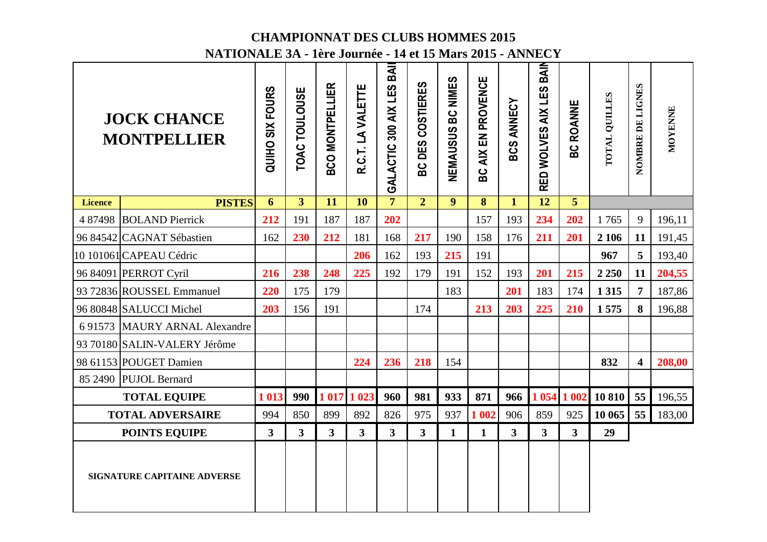# CHAMPIONNAT DES CLUBS HOMMES 2015

## NATIONALE 3A - 1ère Journée - 14 et 15 Mars 2015 - ANNECY

| JOCK CHANCE MONTPELLIER | | QUIHO SIX FOURS | TOAC TOULOUSE | BCO MONTPELLIER | R.C.T. LA VALETTE | GALACTIC 300 AIX LES BAI | BC DES COSTIERES | NEMAUSUS BC NIMES | BC AIX EN PROVENCE | BCS ANNECY | RED WOLVES AIX LES BAIN | BC ROANNE | TOTAL QUILLES | NOMBRE DE LIGNES | MOYENNE |
|---|---|---|---|---|---|---|---|---|---|---|---|---|---|---|---|
| **Licence** | **PISTES** | **6** | **3** | **11** | **10** | **7** | **2** | **9** | **8** | **1** | **12** | **5** | | | |
| 4 87498 | BOLAND Pierrick | **212** | 191 | 187 | 187 | **202** | | | 157 | 193 | **234** | **202** | 1 765 | 9 | 196,11 |
| 96 84542 | CAGNAT Sébastien | 162 | **230** | **212** | 181 | 168 | **217** | 190 | 158 | 176 | **211** | **201** | **2 106** | **11** | 191,45 |
| 10 101061 | CAPEAU Cédric | | | | **206** | 162 | 193 | **215** | 191 | | | | **967** | **5** | 193,40 |
| 96 84091 | PERROT Cyril | **216** | **238** | **248** | **225** | 192 | 179 | 191 | 152 | 193 | **201** | **215** | **2 250** | **11** | **204,55** |
| 93 72836 | ROUSSEL Emmanuel | **220** | 175 | 179 | | | | 183 | | **201** | 183 | 174 | **1 315** | **7** | 187,86 |
| 96 80848 | SALUCCI Michel | **203** | 156 | 191 | | | 174 | | **213** | **203** | **225** | **210** | **1 575** | **8** | 196,88 |
| 6 91573 | MAURY ARNAL Alexandre | | | | | | | | | | | | | | |
| 93 70180 | SALIN-VALERY Jérôme | | | | | | | | | | | | | | |
| 98 61153 | POUGET Damien | | | | **224** | **236** | **218** | 154 | | | | | **832** | **4** | **208,00** |
| 85 2490 | PUJOL Bernard | | | | | | | | | | | | | | |
| **TOTAL EQUIPE** | | **1 013** | **990** | **1 017** | **1 023** | **960** | **981** | **933** | **871** | **966** | **1 054** | **1 002** | **10 810** | **55** | 196,55 |
| **TOTAL ADVERSAIRE** | | 994 | 850 | 899 | 892 | 826 | 975 | 937 | **1 002** | 906 | 859 | 925 | **10 065** | **55** | 183,00 |
| **POINTS EQUIPE** | | **3** | **3** | **3** | **3** | **3** | **3** | **1** | **1** | **3** | **3** | **3** | **29** | | |
| **SIGNATURE CAPITAINE ADVERSE** | | | | | | | | | | | | | | | |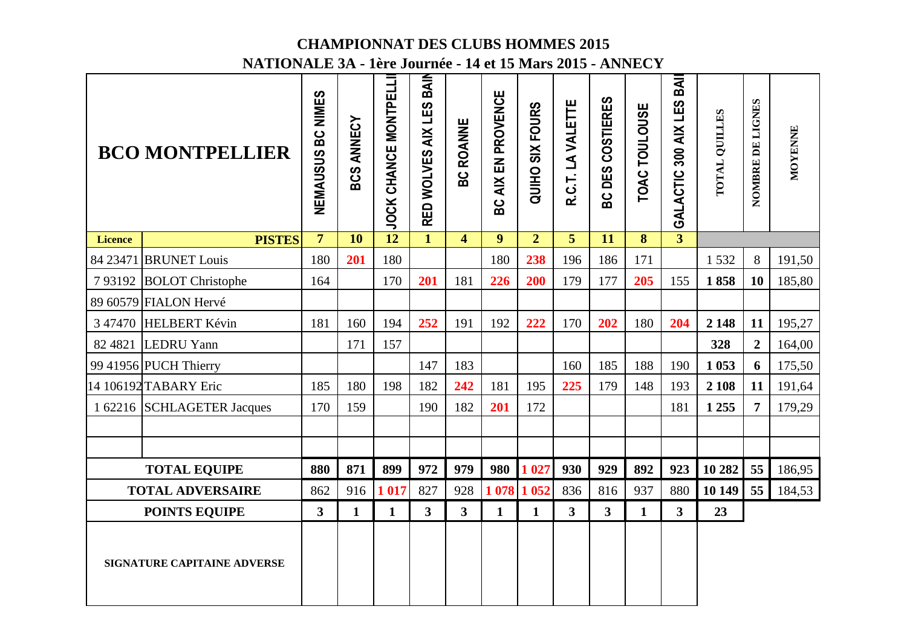# CHAMPIONNAT DES CLUBS HOMMES 2015

## NATIONALE 3A - 1ère Journée - 14 et 15 Mars 2015 - ANNECY

| BCO MONTPELLIER | | NEMAUSUS BC NIMES | BCS ANNECY | JOCK CHANCE MONTPELLI | RED WOLVES AIX LES BAI | BC ROANNE | BC AIX EN PROVENCE | QUIHO SIX FOURS | R.C.T. LA VALETTE | BC DES COSTIERES | TOAC TOULOUSE | GALACTIC 300 AIX LES BAI | TOTAL QUILLES | NOMBRE DE LIGNES | MOYENNE |
|---|---|---|---|---|---|---|---|---|---|---|---|---|---|---|---|
| Licence | PISTES | 7 | 10 | 12 | 1 | 4 | 9 | 2 | 5 | 11 | 8 | 3 | | | |
| 84 23471 | BRUNET Louis | 180 | 201 | 180 | | | 180 | 238 | 196 | 186 | 171 | | 1 532 | 8 | 191,50 |
| 7 93192 | BOLOT Christophe | 164 | | 170 | 201 | 181 | 226 | 200 | 179 | 177 | 205 | 155 | 1 858 | 10 | 185,80 |
| 89 60579 | FIALON Hervé | | | | | | | | | | | | | | |
| 3 47470 | HELBERT Kévin | 181 | 160 | 194 | 252 | 191 | 192 | 222 | 170 | 202 | 180 | 204 | 2 148 | 11 | 195,27 |
| 82 4821 | LEDRU Yann | | 171 | 157 | | | | | | | | | 328 | 2 | 164,00 |
| 99 41956 | PUCH Thierry | | | | 147 | 183 | | | 160 | 185 | 188 | 190 | 1 053 | 6 | 175,50 |
| 14 106192 | TABARY Eric | 185 | 180 | 198 | 182 | 242 | 181 | 195 | 225 | 179 | 148 | 193 | 2 108 | 11 | 191,64 |
| 1 62216 | SCHLAGETER Jacques | 170 | 159 | | 190 | 182 | 201 | 172 | | | | 181 | 1 255 | 7 | 179,29 |
| | | | | | | | | | | | | | | | |
| | | | | | | | | | | | | | | | |
| TOTAL EQUIPE | | 880 | 871 | 899 | 972 | 979 | 980 | 1 027 | 930 | 929 | 892 | 923 | 10 282 | 55 | 186,95 |
| TOTAL ADVERSAIRE | | 862 | 916 | 1 017 | 827 | 928 | 1 078 | 1 052 | 836 | 816 | 937 | 880 | 10 149 | 55 | 184,53 |
| POINTS EQUIPE | | 3 | 1 | 1 | 3 | 3 | 1 | 1 | 3 | 3 | 1 | 3 | 23 | | |
| SIGNATURE CAPITAINE ADVERSE | | | | | | | | | | | | | | | |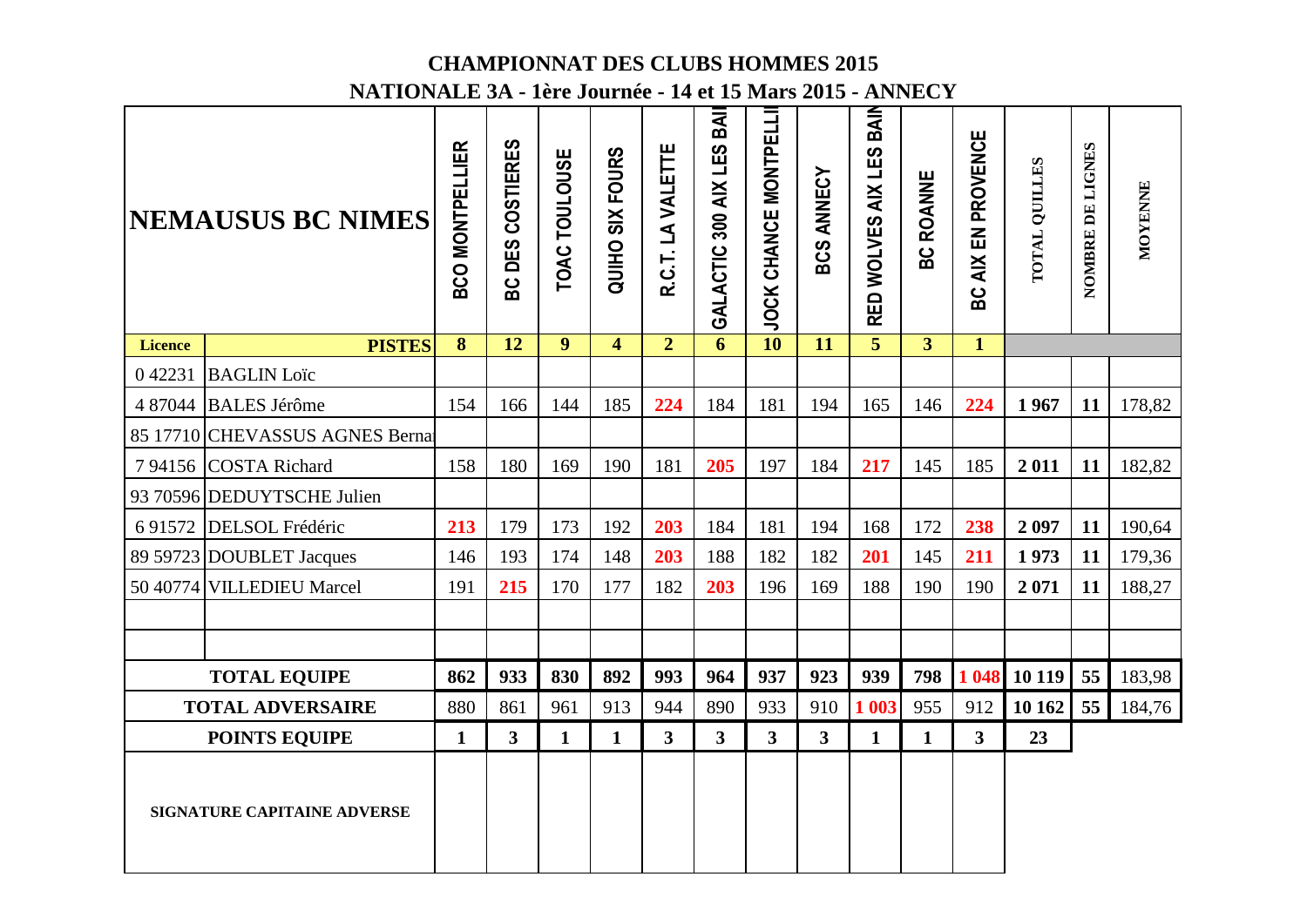**CHAMPIONNAT DES CLUBS HOMMES 2015**

**NATIONALE 3A - 1ère Journée - 14 et 15 Mars 2015 - ANNECY**

| NEMAUSUS BC NIMES | | BCO MONTPELLIER | BC DES COSTIERES | TOAC TOULOUSE | QUIHO SIX FOURS | R.C.T. LA VALETTE | GALACTIC 300 AIX LES BAI | JOCK CHANCE MONTPELLI | BCS ANNECY | RED WOLVES AIX LES BAIN | BC ROANNE | BC AIX EN PROVENCE | TOTAL QUILLES | NOMBRE DE LIGNES | MOYENNE |
|---|---|---|---|---|---|---|---|---|---|---|---|---|---|---|---|
| **Licence** | **PISTES** | **8** | **12** | **9** | **4** | **2** | **6** | **10** | **11** | **5** | **3** | **1** | | | |
| 0 42231 | BAGLIN Loïc | | | | | | | | | | | | | | |
| 4 87044 | BALES Jérôme | 154 | 166 | 144 | 185 | 224 | 184 | 181 | 194 | 165 | 146 | 224 | **1 967** | **11** | 178,82 |
| 85 17710 | CHEVASSUS AGNES Berna | | | | | | | | | | | | | | |
| 7 94156 | COSTA Richard | 158 | 180 | 169 | 190 | 181 | 205 | 197 | 184 | 217 | 145 | 185 | **2 011** | **11** | 182,82 |
| 93 70596 | DEDUYTSCHE Julien | | | | | | | | | | | | | | |
| 6 91572 | DELSOL Frédéric | 213 | 179 | 173 | 192 | 203 | 184 | 181 | 194 | 168 | 172 | 238 | **2 097** | **11** | 190,64 |
| 89 59723 | DOUBLET Jacques | 146 | 193 | 174 | 148 | 203 | 188 | 182 | 182 | 201 | 145 | 211 | **1 973** | **11** | 179,36 |
| 50 40774 | VILLEDIEU Marcel | 191 | 215 | 170 | 177 | 182 | 203 | 196 | 169 | 188 | 190 | 190 | **2 071** | **11** | 188,27 |
| | | | | | | | | | | | | | | | |
| | | | | | | | | | | | | | | | |
| **TOTAL EQUIPE** | | **862** | **933** | **830** | **892** | **993** | **964** | **937** | **923** | **939** | **798** | **1 048** | **10 119** | **55** | 183,98 |
| **TOTAL ADVERSAIRE** | | 880 | 861 | 961 | 913 | 944 | 890 | 933 | 910 | **1 003** | 955 | 912 | **10 162** | **55** | 184,76 |
| **POINTS EQUIPE** | | **1** | **3** | **1** | **1** | **3** | **3** | **3** | **3** | **1** | **1** | **3** | **23** | | |
| **SIGNATURE CAPITAINE ADVERSE** | | | | | | | | | | | | | | | |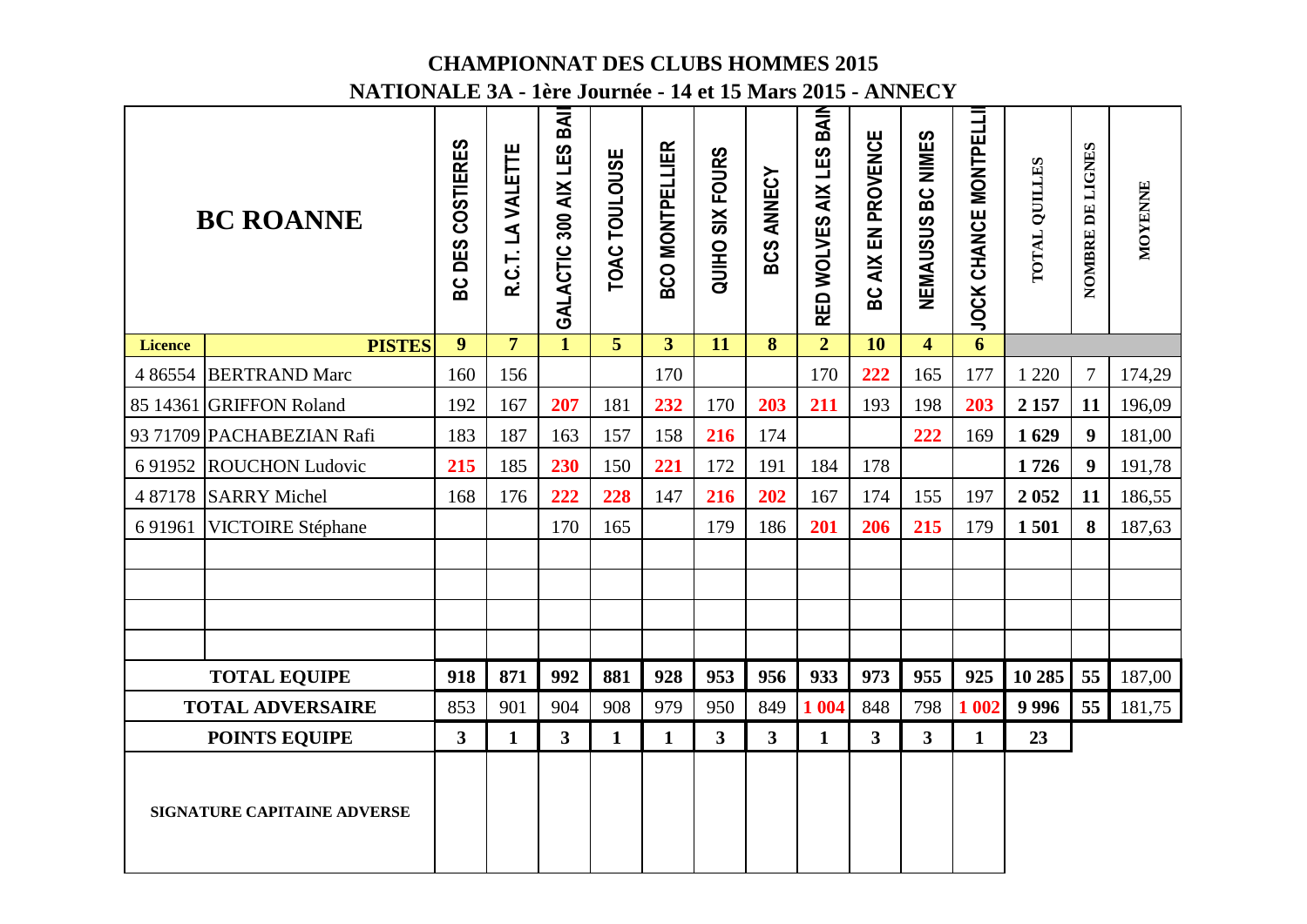# CHAMPIONNAT DES CLUBS HOMMES 2015

## NATIONALE 3A - 1ère Journée - 14 et 15 Mars 2015 - ANNECY

| BC ROANNE | | BC DES COSTIERES | R.C.T. LA VALETTE | GALACTIC 300 AIX LES BAI | TOAC TOULOUSE | BCO MONTPELLIER | QUIHO SIX FOURS | BCS ANNECY | RED WOLVES AIX LES BAIN | BC AIX EN PROVENCE | NEMAUSUS BC NIMES | JOCK CHANCE MONTPELLI | TOTAL QUILLES | NOMBRE DE LIGNES | MOYENNE |
|---|---|---|---|---|---|---|---|---|---|---|---|---|---|---|---|
| **Licence** | **PISTES** | **9** | **7** | **1** | **5** | **3** | **11** | **8** | **2** | **10** | **4** | **6** | | | |
| 4 86554 | BERTRAND Marc | 160 | 156 | | | 170 | | | 170 | **222** | 165 | 177 | 1 220 | 7 | 174,29 |
| 85 14361 | GRIFFON Roland | 192 | 167 | **207** | 181 | **232** | 170 | **203** | **211** | 193 | 198 | **203** | **2 157** | **11** | 196,09 |
| 93 71709 | PACHABEZIAN Rafi | 183 | 187 | 163 | 157 | 158 | **216** | 174 | | | **222** | 169 | **1 629** | **9** | 181,00 |
| 6 91952 | ROUCHON Ludovic | **215** | 185 | **230** | 150 | **221** | 172 | 191 | 184 | 178 | | | **1 726** | **9** | 191,78 |
| 4 87178 | SARRY Michel | 168 | 176 | **222** | **228** | 147 | **216** | **202** | 167 | 174 | 155 | 197 | **2 052** | **11** | 186,55 |
| 6 91961 | VICTOIRE Stéphane | | | 170 | 165 | | 179 | 186 | **201** | **206** | **215** | 179 | **1 501** | **8** | 187,63 |
| | | | | | | | | | | | | | | | |
| | | | | | | | | | | | | | | | |
| | | | | | | | | | | | | | | | |
| | | | | | | | | | | | | | | | |
| **TOTAL EQUIPE** | | **918** | **871** | **992** | **881** | **928** | **953** | **956** | **933** | **973** | **955** | **925** | **10 285** | **55** | 187,00 |
| **TOTAL ADVERSAIRE** | | 853 | 901 | 904 | 908 | 979 | 950 | 849 | **1 004** | 848 | 798 | **1 002** | **9 996** | **55** | 181,75 |
| **POINTS EQUIPE** | | **3** | **1** | **3** | **1** | **1** | **3** | **3** | **1** | **3** | **3** | **1** | **23** | | |
| **SIGNATURE CAPITAINE ADVERSE** | | | | | | | | | | | | | | | |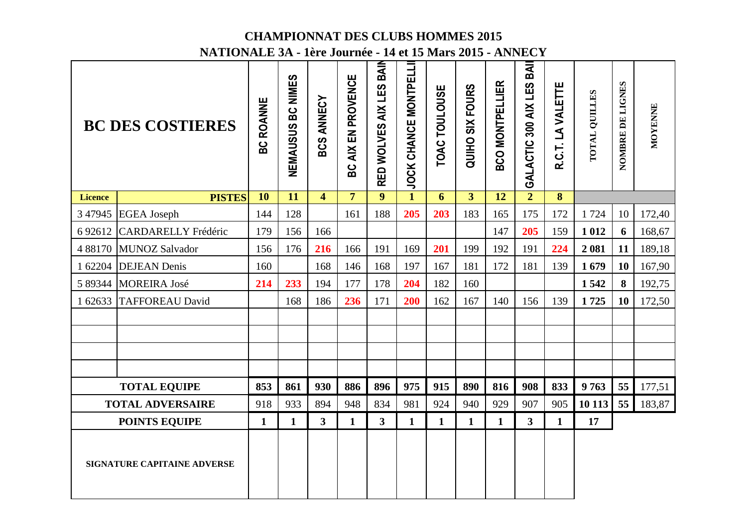# CHAMPIONNAT DES CLUBS HOMMES 2015

## NATIONALE 3A - 1ère Journée - 14 et 15 Mars 2015 - ANNECY

| BC DES COSTIERES | | BC ROANNE | NEMAUSUS BC NIMES | BCS ANNECY | BC AIX EN PROVENCE | RED WOLVES AIX LES BAIN | JOCK CHANCE MONTPELLI | TOAC TOULOUSE | QUIHO SIX FOURS | BCO MONTPELLIER | GALACTIC 300 AIX LES BAI | R.C.T. LA VALETTE | TOTAL QUILLES | NOMBRE DE LIGNES | MOYENNE |
|---|---|---|---|---|---|---|---|---|---|---|---|---|---|---|---|
| **Licence** | **PISTES** | **10** | **11** | **4** | **7** | **9** | **1** | **6** | **3** | **12** | **2** | **8** | | | |
| 3 47945 | EGEA Joseph | 144 | 128 | | 161 | 188 | **205** | **203** | 183 | 165 | 175 | 172 | 1 724 | 10 | 172,40 |
| 6 92612 | CARDARELLY Frédéric | 179 | 156 | 166 | | | | | | 147 | **205** | 159 | **1 012** | **6** | 168,67 |
| 4 88170 | MUNOZ Salvador | 156 | 176 | **216** | 166 | 191 | 169 | **201** | 199 | 192 | 191 | **224** | **2 081** | **11** | 189,18 |
| 1 62204 | DEJEAN Denis | 160 | | 168 | 146 | 168 | 197 | 167 | 181 | 172 | 181 | 139 | **1 679** | **10** | 167,90 |
| 5 89344 | MOREIRA José | **214** | **233** | 194 | 177 | 178 | **204** | 182 | 160 | | | | **1 542** | **8** | 192,75 |
| 1 62633 | TAFFOREAU David | | 168 | 186 | **236** | 171 | **200** | 162 | 167 | 140 | 156 | 139 | **1 725** | **10** | 172,50 |
| | | | | | | | | | | | | | | | |
| | | | | | | | | | | | | | | | |
| | | | | | | | | | | | | | | | |
| | | | | | | | | | | | | | | | |
| **TOTAL EQUIPE** | | **853** | **861** | **930** | **886** | **896** | **975** | **915** | **890** | **816** | **908** | **833** | **9 763** | **55** | 177,51 |
| **TOTAL ADVERSAIRE** | | 918 | 933 | 894 | 948 | 834 | 981 | 924 | 940 | 929 | 907 | 905 | **10 113** | **55** | 183,87 |
| **POINTS EQUIPE** | | **1** | **1** | **3** | **1** | **3** | **1** | **1** | **1** | **1** | **3** | **1** | **17** | | |
| **SIGNATURE CAPITAINE ADVERSE** | | | | | | | | | | | | | | | |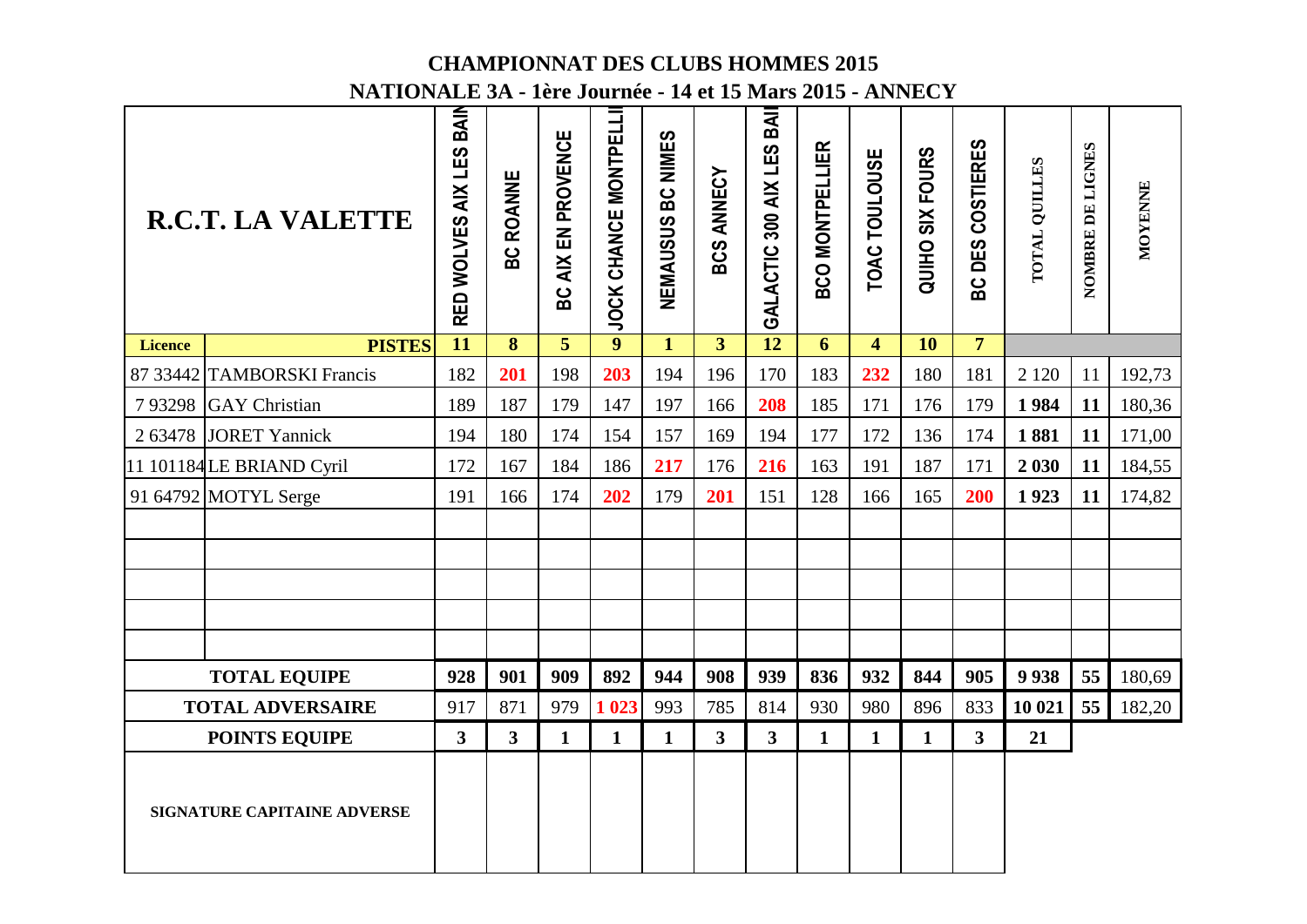# CHAMPIONNAT DES CLUBS HOMMES 2015

## NATIONALE 3A - 1ère Journée - 14 et 15 Mars 2015 - ANNECY

| R.C.T. LA VALETTE | | RED WOLVES AIX LES BAIN | BC ROANNE | BC AIX EN PROVENCE | JOCK CHANCE MONTPELLI | NEMAUSUS BC NIMES | BCS ANNECY | GALACTIC 300 AIX LES BAI | BCO MONTPELLIER | TOAC TOULOUSE | QUIHO SIX FOURS | BC DES COSTIERES | TOTAL QUILLES | NOMBRE DE LIGNES | MOYENNE |
|---|---|---|---|---|---|---|---|---|---|---|---|---|---|---|---|
| **Licence** | **PISTES** | **11** | **8** | **5** | **9** | **1** | **3** | **12** | **6** | **4** | **10** | **7** | | | |
| 87 33442 | TAMBORSKI Francis | 182 | **201** | 198 | **203** | 194 | 196 | 170 | 183 | **232** | 180 | 181 | 2 120 | 11 | 192,73 |
| 7 93298 | GAY Christian | 189 | 187 | 179 | 147 | 197 | 166 | **208** | 185 | 171 | 176 | 179 | **1 984** | **11** | 180,36 |
| 2 63478 | JORET Yannick | 194 | 180 | 174 | 154 | 157 | 169 | 194 | 177 | 172 | 136 | 174 | **1 881** | **11** | 171,00 |
| 11 101184 | LE BRIAND Cyril | 172 | 167 | 184 | 186 | **217** | 176 | **216** | 163 | 191 | 187 | 171 | **2 030** | **11** | 184,55 |
| 91 64792 | MOTYL Serge | 191 | 166 | 174 | **202** | 179 | **201** | 151 | 128 | 166 | 165 | **200** | **1 923** | **11** | 174,82 |
| | | | | | | | | | | | | | | | |
| | | | | | | | | | | | | | | | |
| | | | | | | | | | | | | | | | |
| | | | | | | | | | | | | | | | |
| | | | | | | | | | | | | | | | |
| **TOTAL EQUIPE** | | **928** | **901** | **909** | **892** | **944** | **908** | **939** | **836** | **932** | **844** | **905** | **9 938** | **55** | 180,69 |
| **TOTAL ADVERSAIRE** | | 917 | 871 | 979 | **1 023** | 993 | 785 | 814 | 930 | 980 | 896 | 833 | **10 021** | **55** | 182,20 |
| **POINTS EQUIPE** | | **3** | **3** | **1** | **1** | **1** | **3** | **3** | **1** | **1** | **1** | **3** | **21** | | |
| **SIGNATURE CAPITAINE ADVERSE** | | | | | | | | | | | | | | | |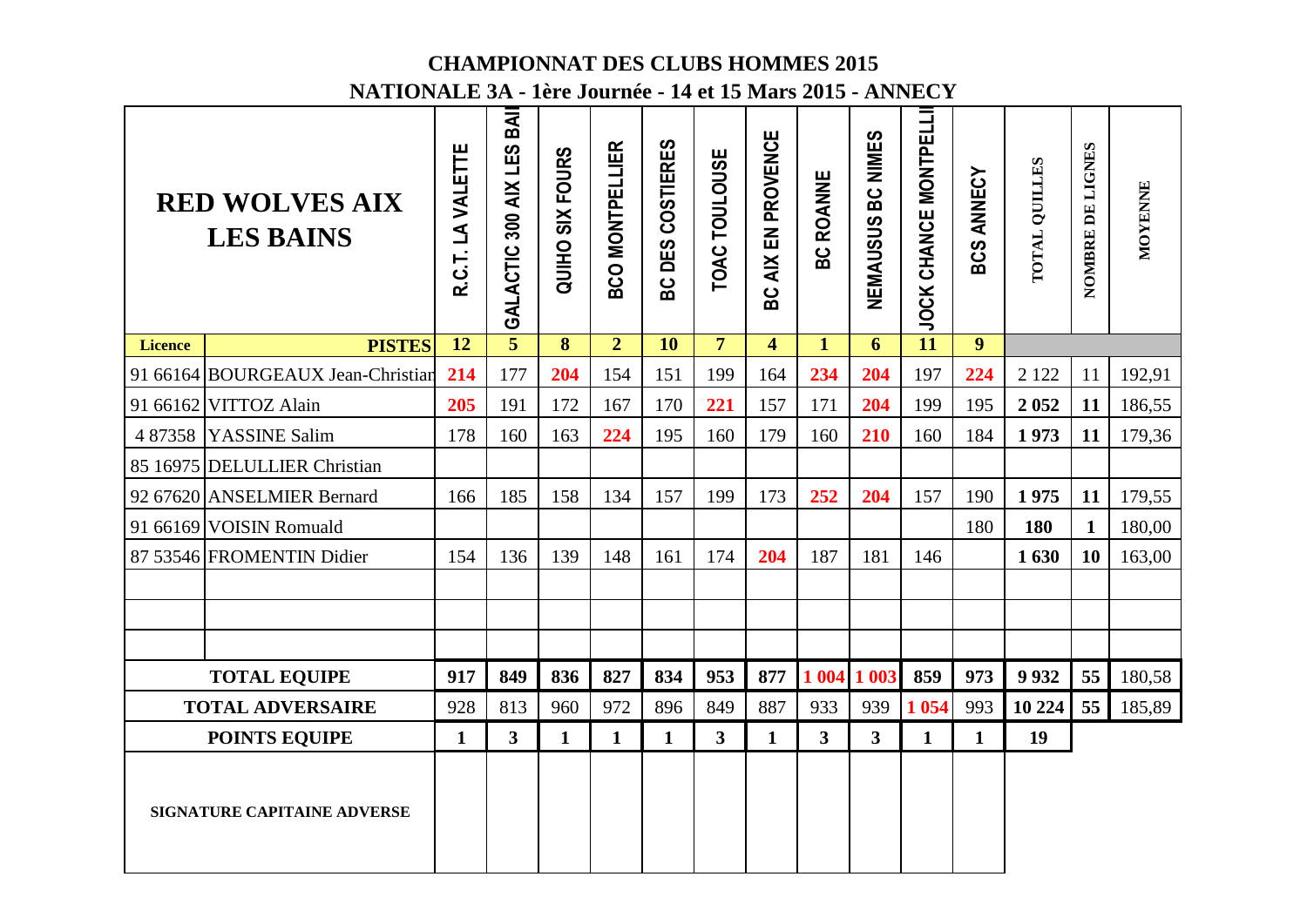# CHAMPIONNAT DES CLUBS HOMMES 2015

## NATIONALE 3A - 1ère Journée - 14 et 15 Mars 2015 - ANNECY

| RED WOLVES AIX LES BAINS | | R.C.T. LA VALETTE | GALACTIC 300 AIX LES BAI | QUIHO SIX FOURS | BCO MONTPELLIER | BC DES COSTIERES | TOAC TOULOUSE | BC AIX EN PROVENCE | BC ROANNE | NEMAUSUS BC NIMES | JOCK CHANCE MONTPELLI | BCS ANNECY | TOTAL QUILLES | NOMBRE DE LIGNES | MOYENNE |
|---|---|---|---|---|---|---|---|---|---|---|---|---|---|---|---|
| **Licence** | **PISTES** | **12** | **5** | **8** | **2** | **10** | **7** | **4** | **1** | **6** | **11** | **9** | | | |
| 91 66164 | BOURGEAUX Jean-Christian | **214** | 177 | **204** | 154 | 151 | 199 | 164 | **234** | **204** | 197 | **224** | 2 122 | 11 | 192,91 |
| 91 66162 | VITTOZ Alain | **205** | 191 | 172 | 167 | 170 | **221** | 157 | 171 | **204** | 199 | 195 | **2 052** | **11** | 186,55 |
| 4 87358 | YASSINE Salim | 178 | 160 | 163 | **224** | 195 | 160 | 179 | 160 | **210** | 160 | 184 | **1 973** | **11** | 179,36 |
| 85 16975 | DELULLIER Christian | | | | | | | | | | | | | | |
| 92 67620 | ANSELMIER Bernard | 166 | 185 | 158 | 134 | 157 | 199 | 173 | **252** | **204** | 157 | 190 | **1 975** | **11** | 179,55 |
| 91 66169 | VOISIN Romuald | | | | | | | | | | | 180 | **180** | **1** | 180,00 |
| 87 53546 | FROMENTIN Didier | 154 | 136 | 139 | 148 | 161 | 174 | **204** | 187 | 181 | 146 | | **1 630** | **10** | 163,00 |
| | | | | | | | | | | | | | | | |
| | | | | | | | | | | | | | | | |
| | | | | | | | | | | | | | | | |
| **TOTAL EQUIPE** | | **917** | **849** | **836** | **827** | **834** | **953** | **877** | **1 004** | **1 003** | **859** | **973** | **9 932** | **55** | 180,58 |
| **TOTAL ADVERSAIRE** | | 928 | 813 | 960 | 972 | 896 | 849 | 887 | 933 | 939 | **1 054** | 993 | **10 224** | **55** | 185,89 |
| **POINTS EQUIPE** | | **1** | **3** | **1** | **1** | **1** | **3** | **1** | **3** | **3** | **1** | **1** | **19** | | |
| **SIGNATURE CAPITAINE ADVERSE** | | | | | | | | | | | | | | | |